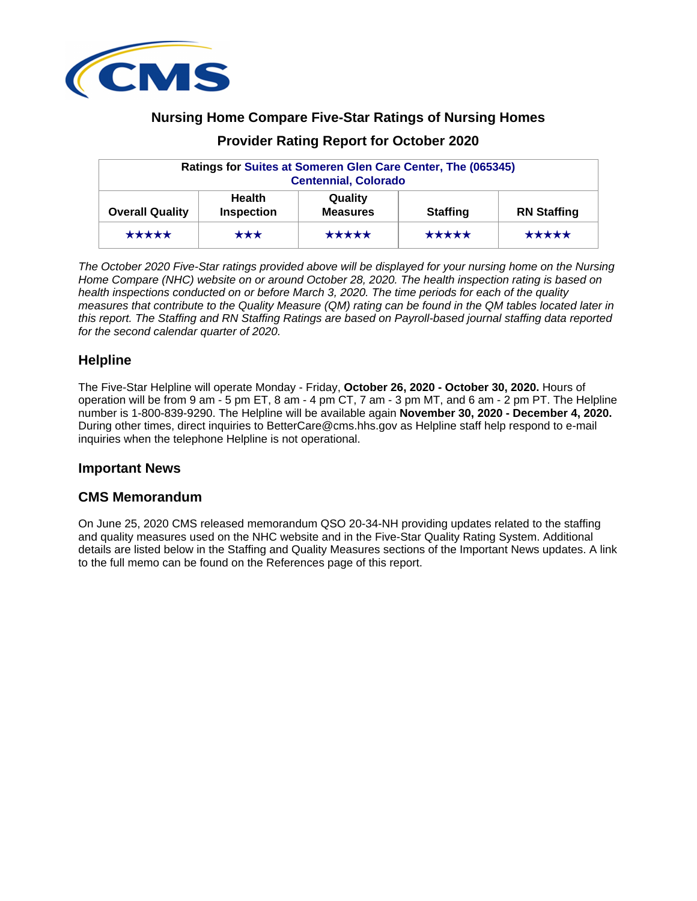# Nursing Home Compare Five-Star Ratings of Nursing Homes

## Provider Rating Report for October 2020

| Ratings for Suites at Someren Glen Care Center, The (065345) Centennial, Colorado | | | | |
|---|---|---|---|---|
| **Overall Quality** | **Health Inspection** | **Quality Measures** | **Staffing** | **RN Staffing** |
| ★★★★★ | ★★★ | ★★★★★ | ★★★★★ | ★★★★★ |

*The October 2020 Five-Star ratings provided above will be displayed for your nursing home on the Nursing Home Compare (NHC) website on or around October 28, 2020. The health inspection rating is based on health inspections conducted on or before March 3, 2020. The time periods for each of the quality measures that contribute to the Quality Measure (QM) rating can be found in the QM tables located later in this report. The Staffing and RN Staffing Ratings are based on Payroll-based journal staffing data reported for the second calendar quarter of 2020.*

### Helpline

The Five-Star Helpline will operate Monday - Friday, **October 26, 2020 - October 30, 2020.** Hours of operation will be from 9 am - 5 pm ET, 8 am - 4 pm CT, 7 am - 3 pm MT, and 6 am - 2 pm PT. The Helpline number is 1-800-839-9290. The Helpline will be available again **November 30, 2020 - December 4, 2020.** During other times, direct inquiries to BetterCare@cms.hhs.gov as Helpline staff help respond to e-mail inquiries when the telephone Helpline is not operational.

### Important News

### CMS Memorandum

On June 25, 2020 CMS released memorandum QSO 20-34-NH providing updates related to the staffing and quality measures used on the NHC website and in the Five-Star Quality Rating System. Additional details are listed below in the Staffing and Quality Measures sections of the Important News updates. A link to the full memo can be found on the References page of this report.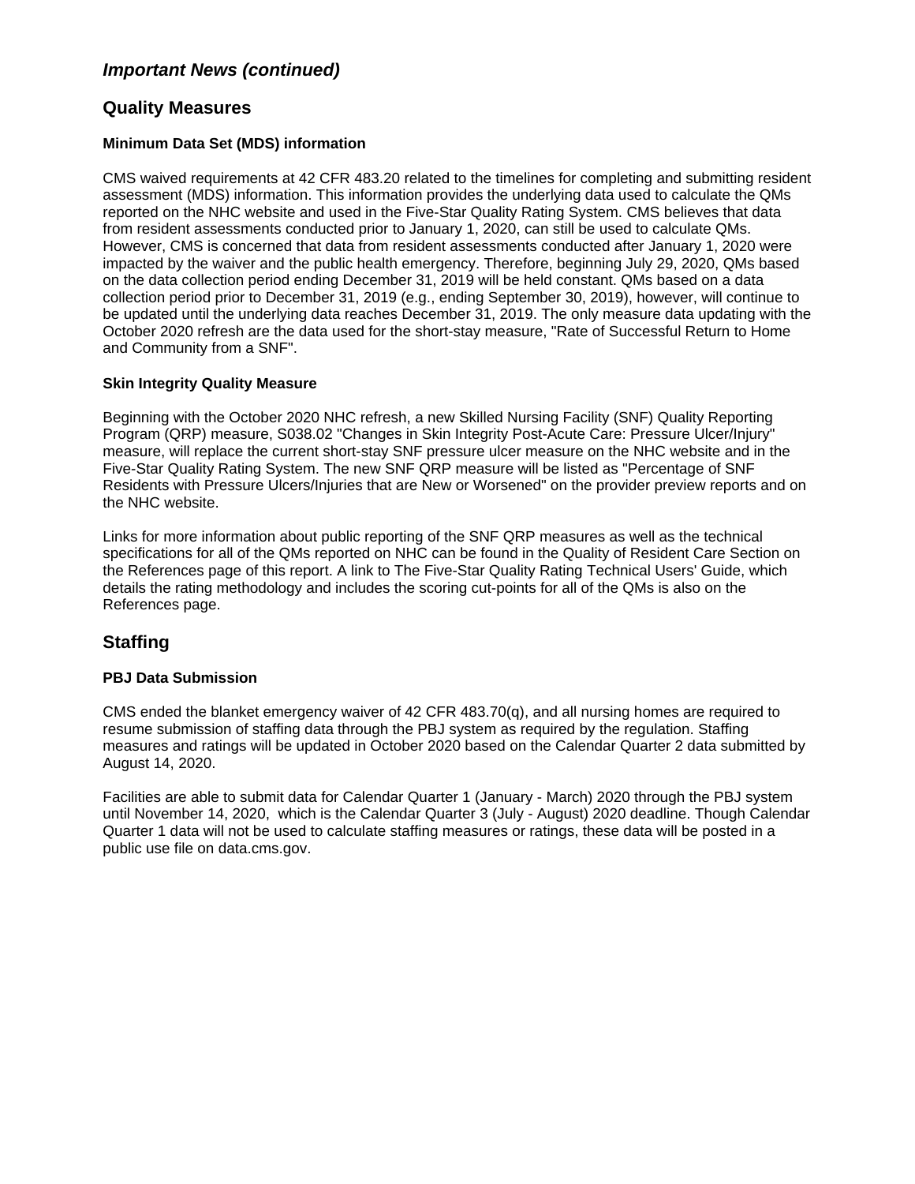## *Important News (continued)*

## Quality Measures

### Minimum Data Set (MDS) information

CMS waived requirements at 42 CFR 483.20 related to the timelines for completing and submitting resident assessment (MDS) information. This information provides the underlying data used to calculate the QMs reported on the NHC website and used in the Five-Star Quality Rating System. CMS believes that data from resident assessments conducted prior to January 1, 2020, can still be used to calculate QMs. However, CMS is concerned that data from resident assessments conducted after January 1, 2020 were impacted by the waiver and the public health emergency. Therefore, beginning July 29, 2020, QMs based on the data collection period ending December 31, 2019 will be held constant. QMs based on a data collection period prior to December 31, 2019 (e.g., ending September 30, 2019), however, will continue to be updated until the underlying data reaches December 31, 2019. The only measure data updating with the October 2020 refresh are the data used for the short-stay measure, "Rate of Successful Return to Home and Community from a SNF".

### Skin Integrity Quality Measure

Beginning with the October 2020 NHC refresh, a new Skilled Nursing Facility (SNF) Quality Reporting Program (QRP) measure, S038.02 "Changes in Skin Integrity Post-Acute Care: Pressure Ulcer/Injury" measure, will replace the current short-stay SNF pressure ulcer measure on the NHC website and in the Five-Star Quality Rating System. The new SNF QRP measure will be listed as "Percentage of SNF Residents with Pressure Ulcers/Injuries that are New or Worsened" on the provider preview reports and on the NHC website.

Links for more information about public reporting of the SNF QRP measures as well as the technical specifications for all of the QMs reported on NHC can be found in the Quality of Resident Care Section on the References page of this report. A link to The Five-Star Quality Rating Technical Users' Guide, which details the rating methodology and includes the scoring cut-points for all of the QMs is also on the References page.

## Staffing

### PBJ Data Submission

CMS ended the blanket emergency waiver of 42 CFR 483.70(q), and all nursing homes are required to resume submission of staffing data through the PBJ system as required by the regulation. Staffing measures and ratings will be updated in October 2020 based on the Calendar Quarter 2 data submitted by August 14, 2020.

Facilities are able to submit data for Calendar Quarter 1 (January - March) 2020 through the PBJ system until November 14, 2020, which is the Calendar Quarter 3 (July - August) 2020 deadline. Though Calendar Quarter 1 data will not be used to calculate staffing measures or ratings, these data will be posted in a public use file on data.cms.gov.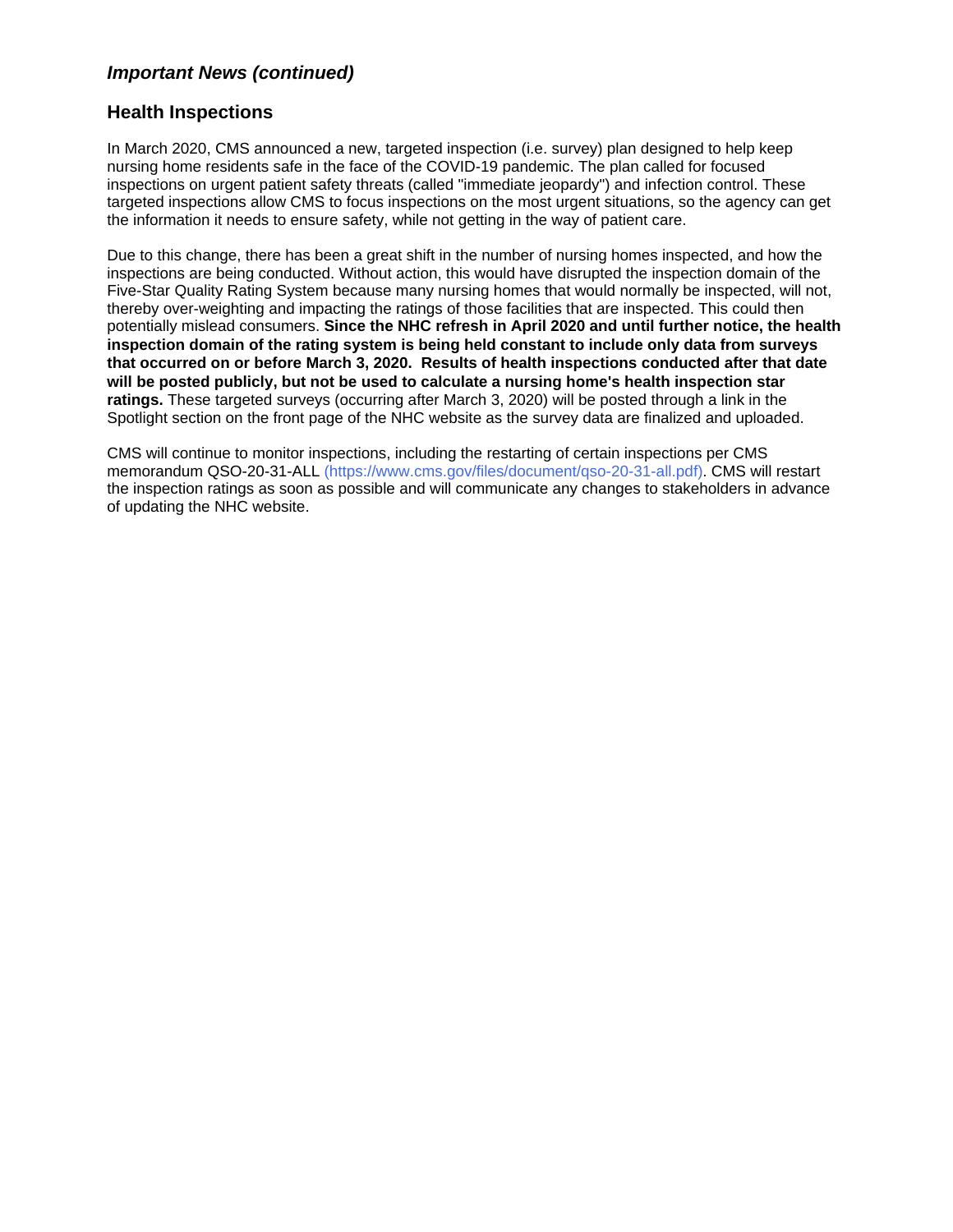## *Important News (continued)*

## Health Inspections

In March 2020, CMS announced a new, targeted inspection (i.e. survey) plan designed to help keep nursing home residents safe in the face of the COVID-19 pandemic. The plan called for focused inspections on urgent patient safety threats (called "immediate jeopardy") and infection control. These targeted inspections allow CMS to focus inspections on the most urgent situations, so the agency can get the information it needs to ensure safety, while not getting in the way of patient care.

Due to this change, there has been a great shift in the number of nursing homes inspected, and how the inspections are being conducted. Without action, this would have disrupted the inspection domain of the Five-Star Quality Rating System because many nursing homes that would normally be inspected, will not, thereby over-weighting and impacting the ratings of those facilities that are inspected. This could then potentially mislead consumers. **Since the NHC refresh in April 2020 and until further notice, the health inspection domain of the rating system is being held constant to include only data from surveys that occurred on or before March 3, 2020. Results of health inspections conducted after that date will be posted publicly, but not be used to calculate a nursing home's health inspection star ratings.** These targeted surveys (occurring after March 3, 2020) will be posted through a link in the Spotlight section on the front page of the NHC website as the survey data are finalized and uploaded.

CMS will continue to monitor inspections, including the restarting of certain inspections per CMS memorandum QSO-20-31-ALL (https://www.cms.gov/files/document/qso-20-31-all.pdf). CMS will restart the inspection ratings as soon as possible and will communicate any changes to stakeholders in advance of updating the NHC website.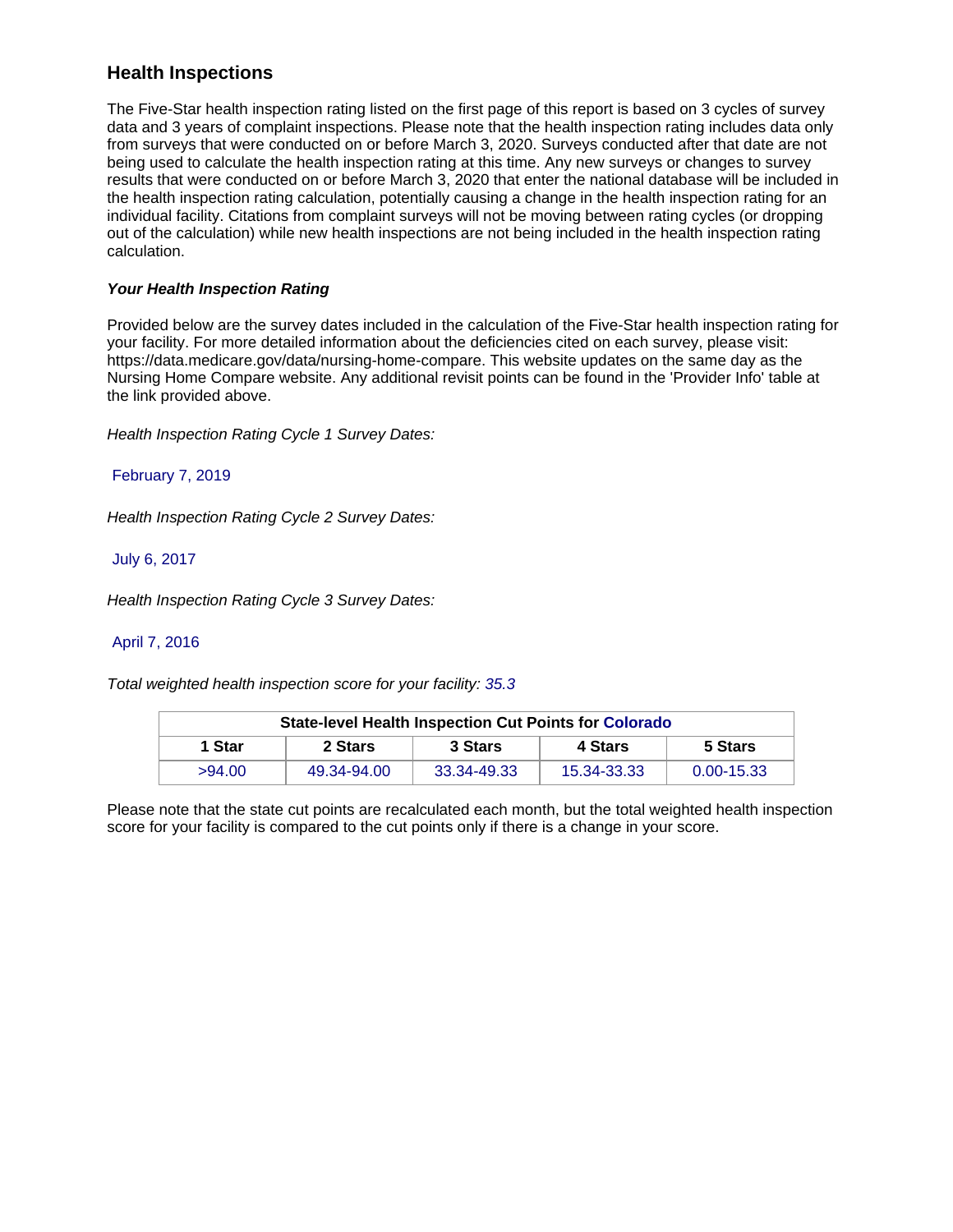## Health Inspections

The Five-Star health inspection rating listed on the first page of this report is based on 3 cycles of survey data and 3 years of complaint inspections. Please note that the health inspection rating includes data only from surveys that were conducted on or before March 3, 2020. Surveys conducted after that date are not being used to calculate the health inspection rating at this time. Any new surveys or changes to survey results that were conducted on or before March 3, 2020 that enter the national database will be included in the health inspection rating calculation, potentially causing a change in the health inspection rating for an individual facility. Citations from complaint surveys will not be moving between rating cycles (or dropping out of the calculation) while new health inspections are not being included in the health inspection rating calculation.

### *Your Health Inspection Rating*

Provided below are the survey dates included in the calculation of the Five-Star health inspection rating for your facility. For more detailed information about the deficiencies cited on each survey, please visit: https://data.medicare.gov/data/nursing-home-compare. This website updates on the same day as the Nursing Home Compare website. Any additional revisit points can be found in the 'Provider Info' table at the link provided above.

*Health Inspection Rating Cycle 1 Survey Dates:*

February 7, 2019

*Health Inspection Rating Cycle 2 Survey Dates:*

July 6, 2017

*Health Inspection Rating Cycle 3 Survey Dates:*

April 7, 2016

*Total weighted health inspection score for your facility: 35.3*

| State-level Health Inspection Cut Points for Colorado | | | | |
|---|---|---|---|---|
| **1 Star** | **2 Stars** | **3 Stars** | **4 Stars** | **5 Stars** |
| >94.00 | 49.34-94.00 | 33.34-49.33 | 15.34-33.33 | 0.00-15.33 |

Please note that the state cut points are recalculated each month, but the total weighted health inspection score for your facility is compared to the cut points only if there is a change in your score.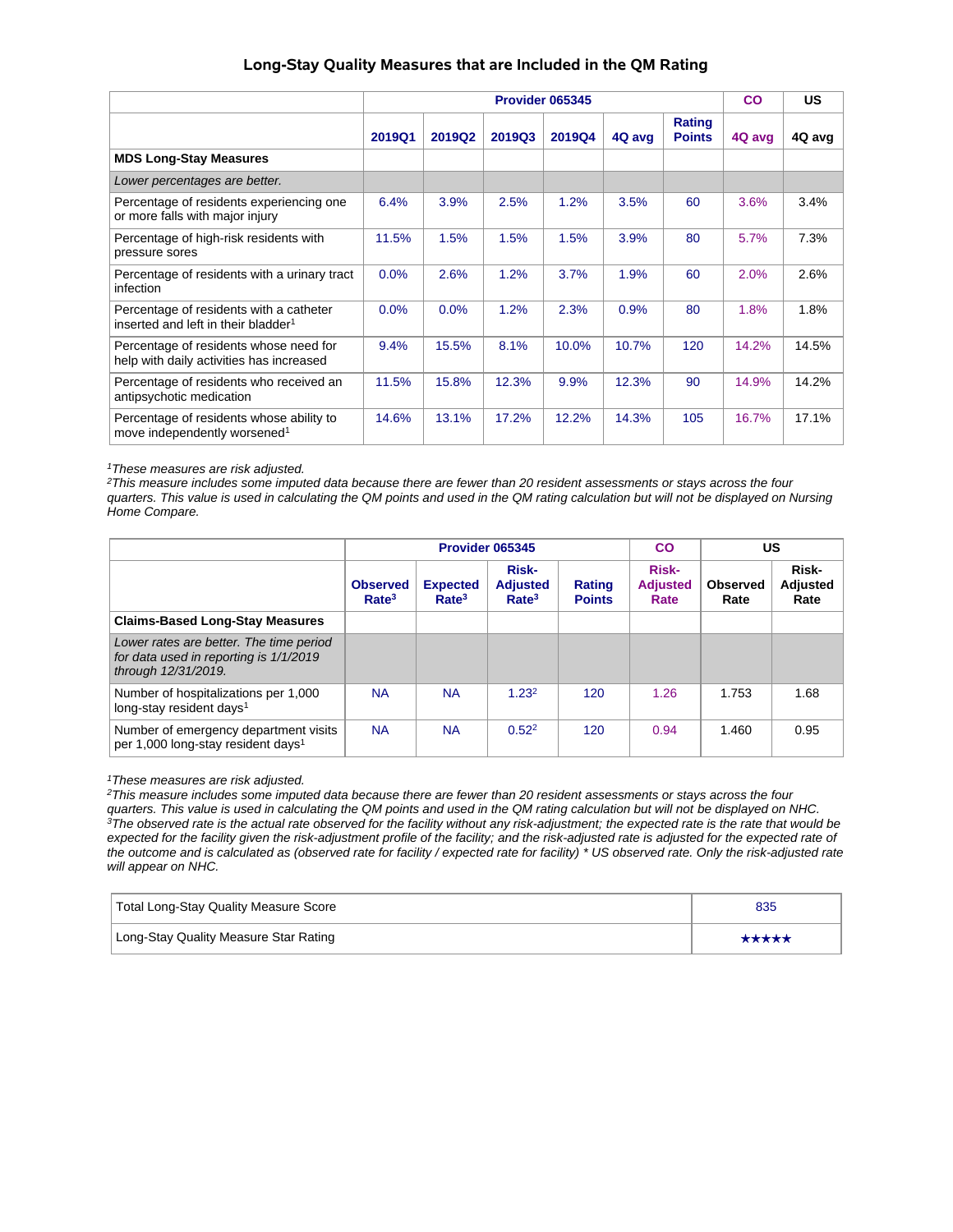## Long-Stay Quality Measures that are Included in the QM Rating

| | Provider 065345 | | | | | | CO | US |
|---|---|---|---|---|---|---|---|---|
| | 2019Q1 | 2019Q2 | 2019Q3 | 2019Q4 | 4Q avg | Rating Points | 4Q avg | 4Q avg |
| **MDS Long-Stay Measures** | | | | | | | | |
| *Lower percentages are better.* | | | | | | | | |
| Percentage of residents experiencing one or more falls with major injury | 6.4% | 3.9% | 2.5% | 1.2% | 3.5% | 60 | 3.6% | 3.4% |
| Percentage of high-risk residents with pressure sores | 11.5% | 1.5% | 1.5% | 1.5% | 3.9% | 80 | 5.7% | 7.3% |
| Percentage of residents with a urinary tract infection | 0.0% | 2.6% | 1.2% | 3.7% | 1.9% | 60 | 2.0% | 2.6% |
| Percentage of residents with a catheter inserted and left in their bladder[1] | 0.0% | 0.0% | 1.2% | 2.3% | 0.9% | 80 | 1.8% | 1.8% |
| Percentage of residents whose need for help with daily activities has increased | 9.4% | 15.5% | 8.1% | 10.0% | 10.7% | 120 | 14.2% | 14.5% |
| Percentage of residents who received an antipsychotic medication | 11.5% | 15.8% | 12.3% | 9.9% | 12.3% | 90 | 14.9% | 14.2% |
| Percentage of residents whose ability to move independently worsened[1] | 14.6% | 13.1% | 17.2% | 12.2% | 14.3% | 105 | 16.7% | 17.1% |

*[1]These measures are risk adjusted.*
*[2]This measure includes some imputed data because there are fewer than 20 resident assessments or stays across the four quarters. This value is used in calculating the QM points and used in the QM rating calculation but will not be displayed on Nursing Home Compare.*

| | Provider 065345 | | | | CO | US | |
|---|---|---|---|---|---|---|---|
| | Observed Rate[3] | Expected Rate[3] | Risk-Adjusted Rate[3] | Rating Points | Risk-Adjusted Rate | Observed Rate | Risk-Adjusted Rate |
| **Claims-Based Long-Stay Measures** | | | | | | | |
| *Lower rates are better. The time period for data used in reporting is 1/1/2019 through 12/31/2019.* | | | | | | | |
| Number of hospitalizations per 1,000 long-stay resident days[1] | NA | NA | 1.23[2] | 120 | 1.26 | 1.753 | 1.68 |
| Number of emergency department visits per 1,000 long-stay resident days[1] | NA | NA | 0.52[2] | 120 | 0.94 | 1.460 | 0.95 |

*[1]These measures are risk adjusted.*
*[2]This measure includes some imputed data because there are fewer than 20 resident assessments or stays across the four quarters. This value is used in calculating the QM points and used in the QM rating calculation but will not be displayed on NHC.*
*[3]The observed rate is the actual rate observed for the facility without any risk-adjustment; the expected rate is the rate that would be expected for the facility given the risk-adjustment profile of the facility; and the risk-adjusted rate is adjusted for the expected rate of the outcome and is calculated as (observed rate for facility / expected rate for facility) * US observed rate. Only the risk-adjusted rate will appear on NHC.*

| | |
|---|---|
| Total Long-Stay Quality Measure Score | 835 |
| Long-Stay Quality Measure Star Rating | ★★★★★ |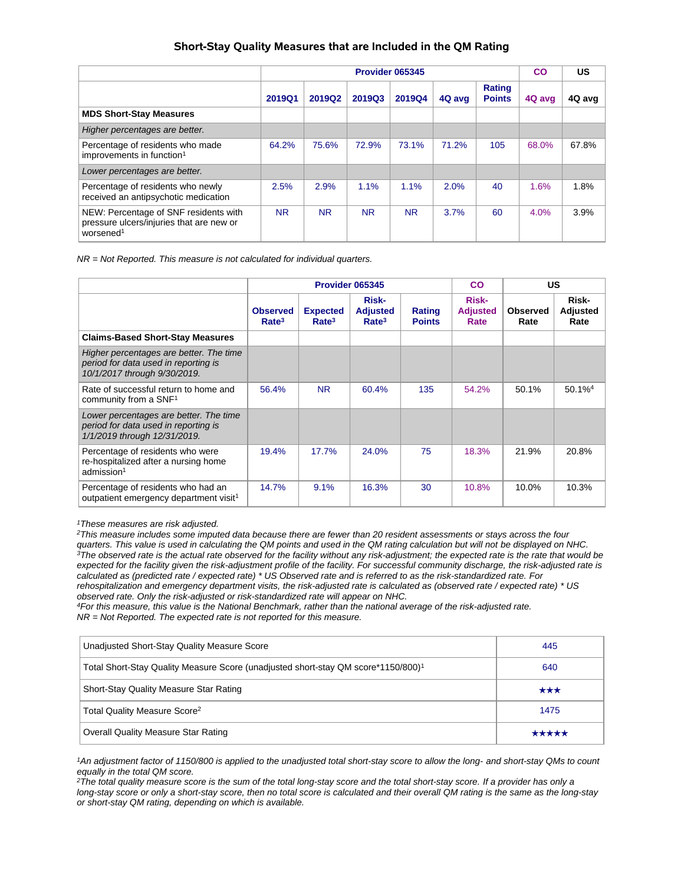## Short-Stay Quality Measures that are Included in the QM Rating

| | Provider 065345 | | | | | | CO | US |
|---|---|---|---|---|---|---|---|---|
| | 2019Q1 | 2019Q2 | 2019Q3 | 2019Q4 | 4Q avg | Rating Points | 4Q avg | 4Q avg |
| **MDS Short-Stay Measures** | | | | | | | | |
| *Higher percentages are better.* | | | | | | | | |
| Percentage of residents who made improvements in function[1] | 64.2% | 75.6% | 72.9% | 73.1% | 71.2% | 105 | 68.0% | 67.8% |
| *Lower percentages are better.* | | | | | | | | |
| Percentage of residents who newly received an antipsychotic medication | 2.5% | 2.9% | 1.1% | 1.1% | 2.0% | 40 | 1.6% | 1.8% |
| NEW: Percentage of SNF residents with pressure ulcers/injuries that are new or worsened[1] | NR | NR | NR | NR | 3.7% | 60 | 4.0% | 3.9% |

*NR = Not Reported. This measure is not calculated for individual quarters.*

| | Provider 065345 | | | | CO | US | |
|---|---|---|---|---|---|---|---|
| | Observed Rate[3] | Expected Rate[3] | Risk-Adjusted Rate[3] | Rating Points | Risk-Adjusted Rate | Observed Rate | Risk-Adjusted Rate |
| **Claims-Based Short-Stay Measures** | | | | | | | |
| *Higher percentages are better. The time period for data used in reporting is 10/1/2017 through 9/30/2019.* | | | | | | | |
| Rate of successful return to home and community from a SNF[1] | 56.4% | NR | 60.4% | 135 | 54.2% | 50.1% | 50.1%[4] |
| *Lower percentages are better. The time period for data used in reporting is 1/1/2019 through 12/31/2019.* | | | | | | | |
| Percentage of residents who were re-hospitalized after a nursing home admission[1] | 19.4% | 17.7% | 24.0% | 75 | 18.3% | 21.9% | 20.8% |
| Percentage of residents who had an outpatient emergency department visit[1] | 14.7% | 9.1% | 16.3% | 30 | 10.8% | 10.0% | 10.3% |

*[1]These measures are risk adjusted.*
*[2]This measure includes some imputed data because there are fewer than 20 resident assessments or stays across the four quarters. This value is used in calculating the QM points and used in the QM rating calculation but will not be displayed on NHC.*
*[3]The observed rate is the actual rate observed for the facility without any risk-adjustment; the expected rate is the rate that would be expected for the facility given the risk-adjustment profile of the facility. For successful community discharge, the risk-adjusted rate is calculated as (predicted rate / expected rate) * US Observed rate and is referred to as the risk-standardized rate. For rehospitalization and emergency department visits, the risk-adjusted rate is calculated as (observed rate / expected rate) * US observed rate. Only the risk-adjusted or risk-standardized rate will appear on NHC.*
*[4]For this measure, this value is the National Benchmark, rather than the national average of the risk-adjusted rate.*
*NR = Not Reported. The expected rate is not reported for this measure.*

| | |
|---|---|
| Unadjusted Short-Stay Quality Measure Score | 445 |
| Total Short-Stay Quality Measure Score (unadjusted short-stay QM score*1150/800)[1] | 640 |
| Short-Stay Quality Measure Star Rating | ★★★ |
| Total Quality Measure Score[2] | 1475 |
| Overall Quality Measure Star Rating | ★★★★★ |

*[1]An adjustment factor of 1150/800 is applied to the unadjusted total short-stay score to allow the long- and short-stay QMs to count equally in the total QM score.*
*[2]The total quality measure score is the sum of the total long-stay score and the total short-stay score. If a provider has only a long-stay score or only a short-stay score, then no total score is calculated and their overall QM rating is the same as the long-stay or short-stay QM rating, depending on which is available.*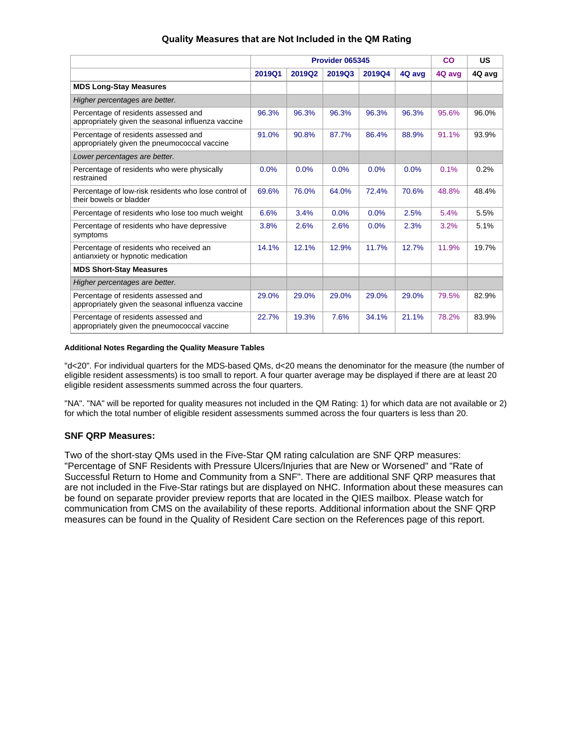### Quality Measures that are Not Included in the QM Rating

| | Provider 065345 | | | | | CO | US |
|---|---|---|---|---|---|---|---|
| | 2019Q1 | 2019Q2 | 2019Q3 | 2019Q4 | 4Q avg | 4Q avg | 4Q avg |
| **MDS Long-Stay Measures** | | | | | | | |
| *Higher percentages are better.* | | | | | | | |
| Percentage of residents assessed and appropriately given the seasonal influenza vaccine | 96.3% | 96.3% | 96.3% | 96.3% | 96.3% | 95.6% | 96.0% |
| Percentage of residents assessed and appropriately given the pneumococcal vaccine | 91.0% | 90.8% | 87.7% | 86.4% | 88.9% | 91.1% | 93.9% |
| *Lower percentages are better.* | | | | | | | |
| Percentage of residents who were physically restrained | 0.0% | 0.0% | 0.0% | 0.0% | 0.0% | 0.1% | 0.2% |
| Percentage of low-risk residents who lose control of their bowels or bladder | 69.6% | 76.0% | 64.0% | 72.4% | 70.6% | 48.8% | 48.4% |
| Percentage of residents who lose too much weight | 6.6% | 3.4% | 0.0% | 0.0% | 2.5% | 5.4% | 5.5% |
| Percentage of residents who have depressive symptoms | 3.8% | 2.6% | 2.6% | 0.0% | 2.3% | 3.2% | 5.1% |
| Percentage of residents who received an antianxiety or hypnotic medication | 14.1% | 12.1% | 12.9% | 11.7% | 12.7% | 11.9% | 19.7% |
| **MDS Short-Stay Measures** | | | | | | | |
| *Higher percentages are better.* | | | | | | | |
| Percentage of residents assessed and appropriately given the seasonal influenza vaccine | 29.0% | 29.0% | 29.0% | 29.0% | 29.0% | 79.5% | 82.9% |
| Percentage of residents assessed and appropriately given the pneumococcal vaccine | 22.7% | 19.3% | 7.6% | 34.1% | 21.1% | 78.2% | 83.9% |

**Additional Notes Regarding the Quality Measure Tables**

"d<20". For individual quarters for the MDS-based QMs, d<20 means the denominator for the measure (the number of eligible resident assessments) is too small to report. A four quarter average may be displayed if there are at least 20 eligible resident assessments summed across the four quarters.

"NA". "NA" will be reported for quality measures not included in the QM Rating: 1) for which data are not available or 2) for which the total number of eligible resident assessments summed across the four quarters is less than 20.

### SNF QRP Measures:

Two of the short-stay QMs used in the Five-Star QM rating calculation are SNF QRP measures: "Percentage of SNF Residents with Pressure Ulcers/Injuries that are New or Worsened" and "Rate of Successful Return to Home and Community from a SNF". There are additional SNF QRP measures that are not included in the Five-Star ratings but are displayed on NHC. Information about these measures can be found on separate provider preview reports that are located in the QIES mailbox. Please watch for communication from CMS on the availability of these reports. Additional information about the SNF QRP measures can be found in the Quality of Resident Care section on the References page of this report.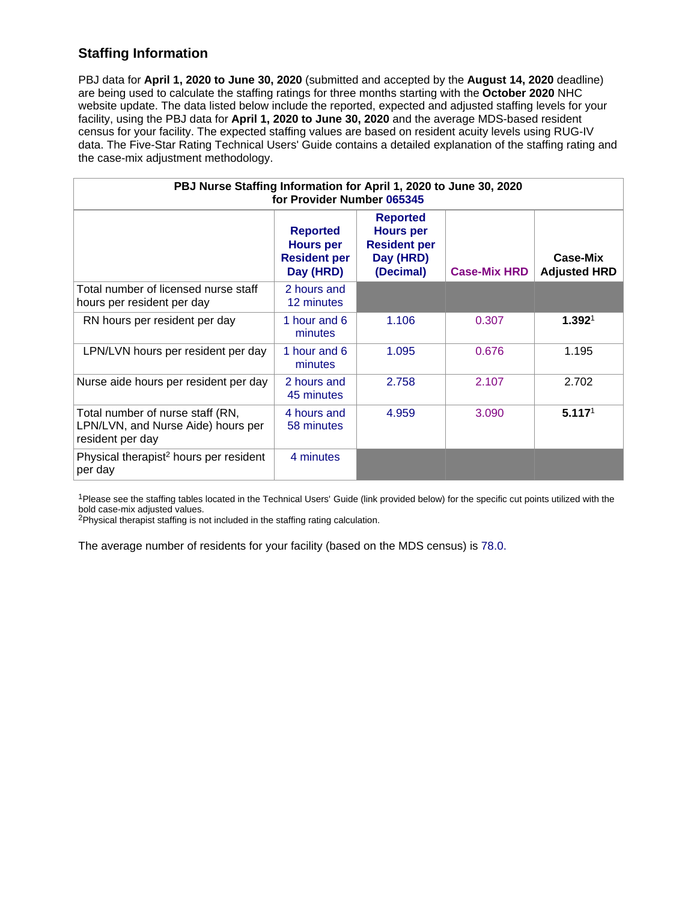## Staffing Information

PBJ data for **April 1, 2020 to June 30, 2020** (submitted and accepted by the **August 14, 2020** deadline) are being used to calculate the staffing ratings for three months starting with the **October 2020** NHC website update. The data listed below include the reported, expected and adjusted staffing levels for your facility, using the PBJ data for **April 1, 2020 to June 30, 2020** and the average MDS-based resident census for your facility. The expected staffing values are based on resident acuity levels using RUG-IV data. The Five-Star Rating Technical Users' Guide contains a detailed explanation of the staffing rating and the case-mix adjustment methodology.

**PBJ Nurse Staffing Information for April 1, 2020 to June 30, 2020 for Provider Number 065345**

| | Reported Hours per Resident per Day (HRD) | Reported Hours per Resident per Day (HRD) (Decimal) | Case-Mix HRD | Case-Mix Adjusted HRD |
|---|---|---|---|---|
| Total number of licensed nurse staff hours per resident per day | 2 hours and 12 minutes | | | |
| RN hours per resident per day | 1 hour and 6 minutes | 1.106 | 0.307 | **1.392**[1] |
| LPN/LVN hours per resident per day | 1 hour and 6 minutes | 1.095 | 0.676 | 1.195 |
| Nurse aide hours per resident per day | 2 hours and 45 minutes | 2.758 | 2.107 | 2.702 |
| Total number of nurse staff (RN, LPN/LVN, and Nurse Aide) hours per resident per day | 4 hours and 58 minutes | 4.959 | 3.090 | **5.117**[1] |
| Physical therapist[2] hours per resident per day | 4 minutes | | | |

[1]Please see the staffing tables located in the Technical Users' Guide (link provided below) for the specific cut points utilized with the bold case-mix adjusted values.
[2]Physical therapist staffing is not included in the staffing rating calculation.

The average number of residents for your facility (based on the MDS census) is 78.0.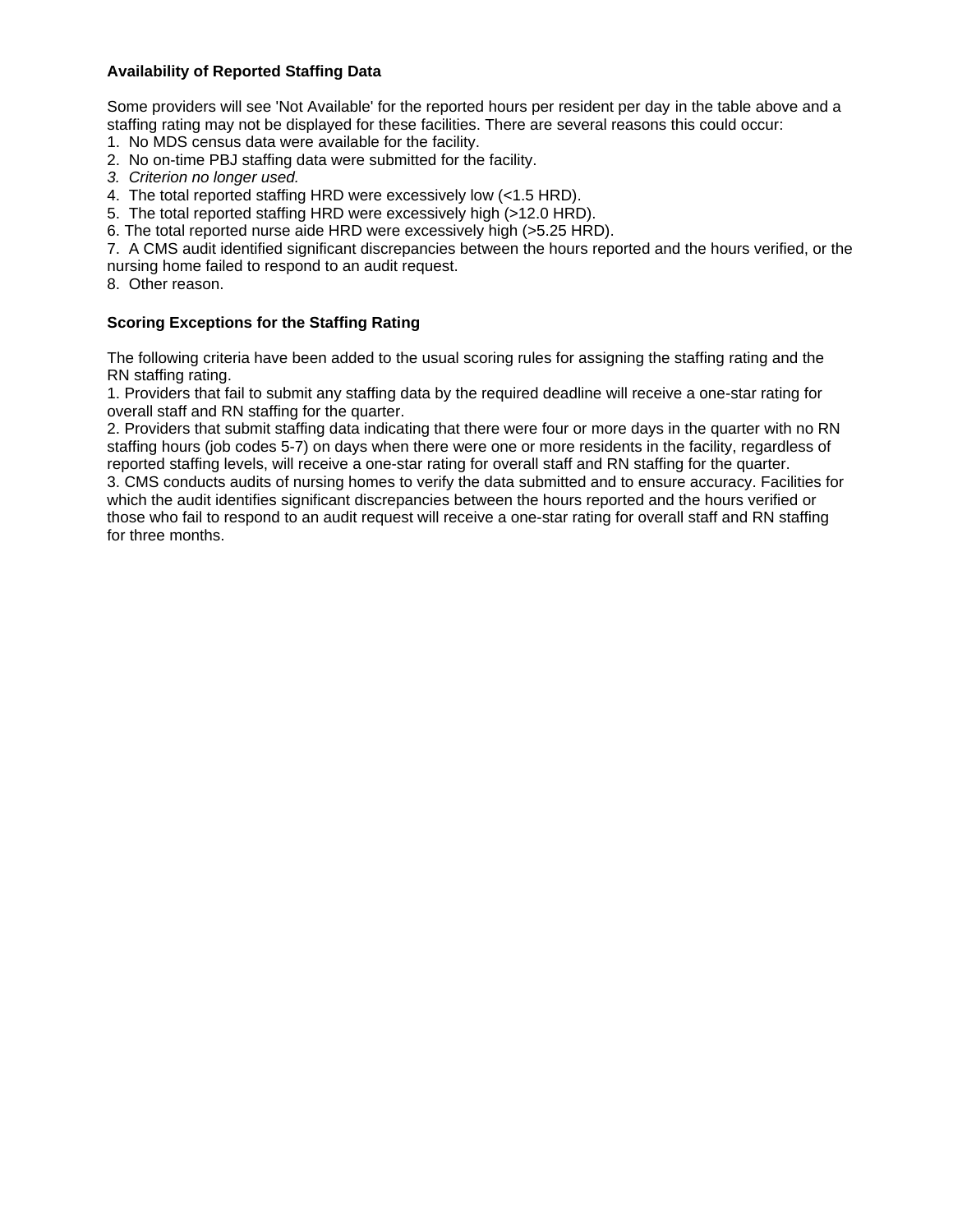**Availability of Reported Staffing Data**

Some providers will see 'Not Available' for the reported hours per resident per day in the table above and a staffing rating may not be displayed for these facilities. There are several reasons this could occur:

1. No MDS census data were available for the facility.
2. No on-time PBJ staffing data were submitted for the facility.
3. *Criterion no longer used.*
4. The total reported staffing HRD were excessively low (<1.5 HRD).
5. The total reported staffing HRD were excessively high (>12.0 HRD).
6. The total reported nurse aide HRD were excessively high (>5.25 HRD).
7. A CMS audit identified significant discrepancies between the hours reported and the hours verified, or the nursing home failed to respond to an audit request.
8. Other reason.

**Scoring Exceptions for the Staffing Rating**

The following criteria have been added to the usual scoring rules for assigning the staffing rating and the RN staffing rating.

1. Providers that fail to submit any staffing data by the required deadline will receive a one-star rating for overall staff and RN staffing for the quarter.
2. Providers that submit staffing data indicating that there were four or more days in the quarter with no RN staffing hours (job codes 5-7) on days when there were one or more residents in the facility, regardless of reported staffing levels, will receive a one-star rating for overall staff and RN staffing for the quarter.
3. CMS conducts audits of nursing homes to verify the data submitted and to ensure accuracy. Facilities for which the audit identifies significant discrepancies between the hours reported and the hours verified or those who fail to respond to an audit request will receive a one-star rating for overall staff and RN staffing for three months.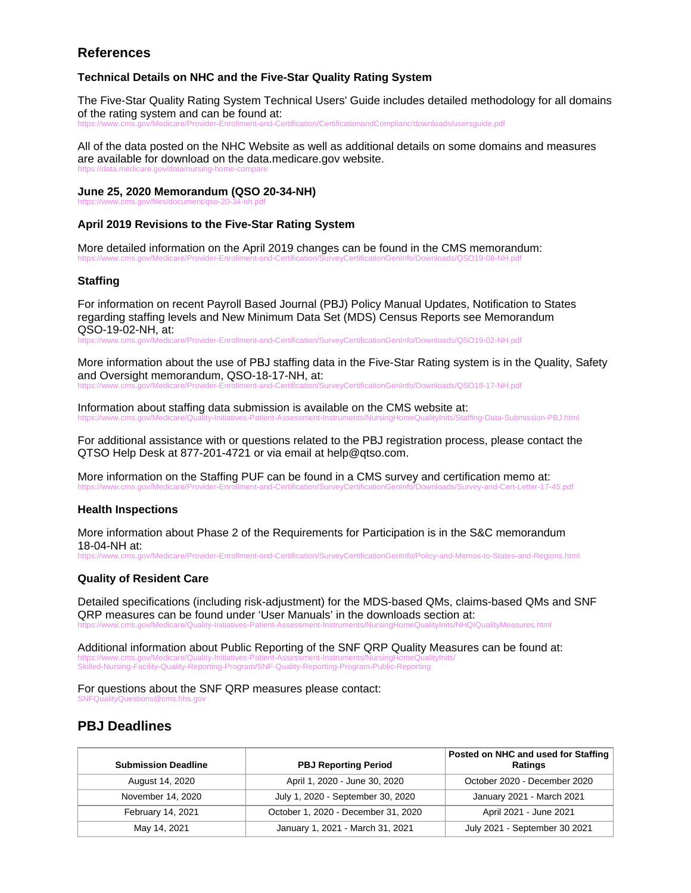## References

### Technical Details on NHC and the Five-Star Quality Rating System

The Five-Star Quality Rating System Technical Users' Guide includes detailed methodology for all domains of the rating system and can be found at:
https://www.cms.gov/Medicare/Provider-Enrollment-and-Certification/CertificationandComplianc/downloads/usersguide.pdf

All of the data posted on the NHC Website as well as additional details on some domains and measures are available for download on the data.medicare.gov website.
https://data.medicare.gov/data/nursing-home-compare

### June 25, 2020 Memorandum (QSO 20-34-NH)

https://www.cms.gov/files/document/qso-20-34-nh.pdf

### April 2019 Revisions to the Five-Star Rating System

More detailed information on the April 2019 changes can be found in the CMS memorandum:
https://www.cms.gov/Medicare/Provider-Enrollment-and-Certification/SurveyCertificationGenInfo/Downloads/QSO19-08-NH.pdf

### Staffing

For information on recent Payroll Based Journal (PBJ) Policy Manual Updates, Notification to States regarding staffing levels and New Minimum Data Set (MDS) Census Reports see Memorandum QSO-19-02-NH, at:
https://www.cms.gov/Medicare/Provider-Enrollment-and-Certification/SurveyCertificationGenInfo/Downloads/QSO19-02-NH.pdf

More information about the use of PBJ staffing data in the Five-Star Rating system is in the Quality, Safety and Oversight memorandum, QSO-18-17-NH, at:
https://www.cms.gov/Medicare/Provider-Enrollment-and-Certification/SurveyCertificationGenInfo/Downloads/QSO18-17-NH.pdf

Information about staffing data submission is available on the CMS website at:
https://www.cms.gov/Medicare/Quality-Initiatives-Patient-Assessment-Instruments/NursingHomeQualityInits/Staffing-Data-Submission-PBJ.html

For additional assistance with or questions related to the PBJ registration process, please contact the QTSO Help Desk at 877-201-4721 or via email at help@qtso.com.

More information on the Staffing PUF can be found in a CMS survey and certification memo at:
https://www.cms.gov/Medicare/Provider-Enrollment-and-Certification/SurveyCertificationGenInfo/Downloads/Survey-and-Cert-Letter-17-45.pdf

### Health Inspections

More information about Phase 2 of the Requirements for Participation is in the S&C memorandum 18-04-NH at:
https://www.cms.gov/Medicare/Provider-Enrollment-and-Certification/SurveyCertificationGenInfo/Policy-and-Memos-to-States-and-Regions.html

### Quality of Resident Care

Detailed specifications (including risk-adjustment) for the MDS-based QMs, claims-based QMs and SNF QRP measures can be found under 'User Manuals' in the downloads section at:
https://www.cms.gov/Medicare/Quality-Initiatives-Patient-Assessment-Instruments/NursingHomeQualityInits/NHQIQualityMeasures.html

Additional information about Public Reporting of the SNF QRP Quality Measures can be found at:
https://www.cms.gov/Medicare/Quality-Initiatives-Patient-Assessment-Instruments/NursingHomeQualityInits/Skilled-Nursing-Facility-Quality-Reporting-Program/SNF-Quality-Reporting-Program-Public-Reporting

For questions about the SNF QRP measures please contact:
SNFQualityQuestions@cms.hhs.gov

## PBJ Deadlines

| Submission Deadline | PBJ Reporting Period | Posted on NHC and used for Staffing Ratings |
|---|---|---|
| August 14, 2020 | April 1, 2020 - June 30, 2020 | October 2020 - December 2020 |
| November 14, 2020 | July 1, 2020 - September 30, 2020 | January 2021 - March 2021 |
| February 14, 2021 | October 1, 2020 - December 31, 2020 | April 2021 - June 2021 |
| May 14, 2021 | January 1, 2021 - March 31, 2021 | July 2021 - September 30 2021 |